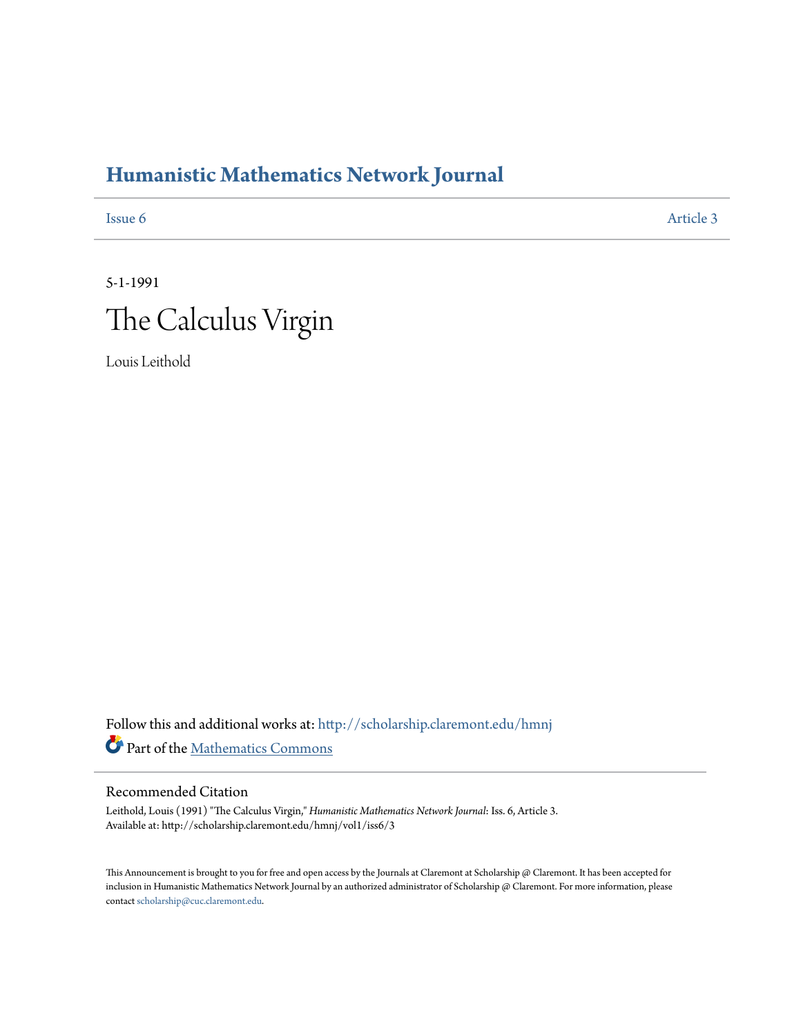# Humanistic Mathematics Network Journal

Issue 6 Article 3

5-1-1991

# The Calculus Virgin

Louis Leithold

Follow this and additional works at: http://scholarship.claremont.edu/hmnj

Part of the Mathematics Commons

## Recommended Citation

Leithold, Louis (1991) "The Calculus Virgin," *Humanistic Mathematics Network Journal*: Iss. 6, Article 3.
Available at: http://scholarship.claremont.edu/hmnj/vol1/iss6/3

This Announcement is brought to you for free and open access by the Journals at Claremont at Scholarship @ Claremont. It has been accepted for inclusion in Humanistic Mathematics Network Journal by an authorized administrator of Scholarship @ Claremont. For more information, please contact scholarship@cuc.claremont.edu.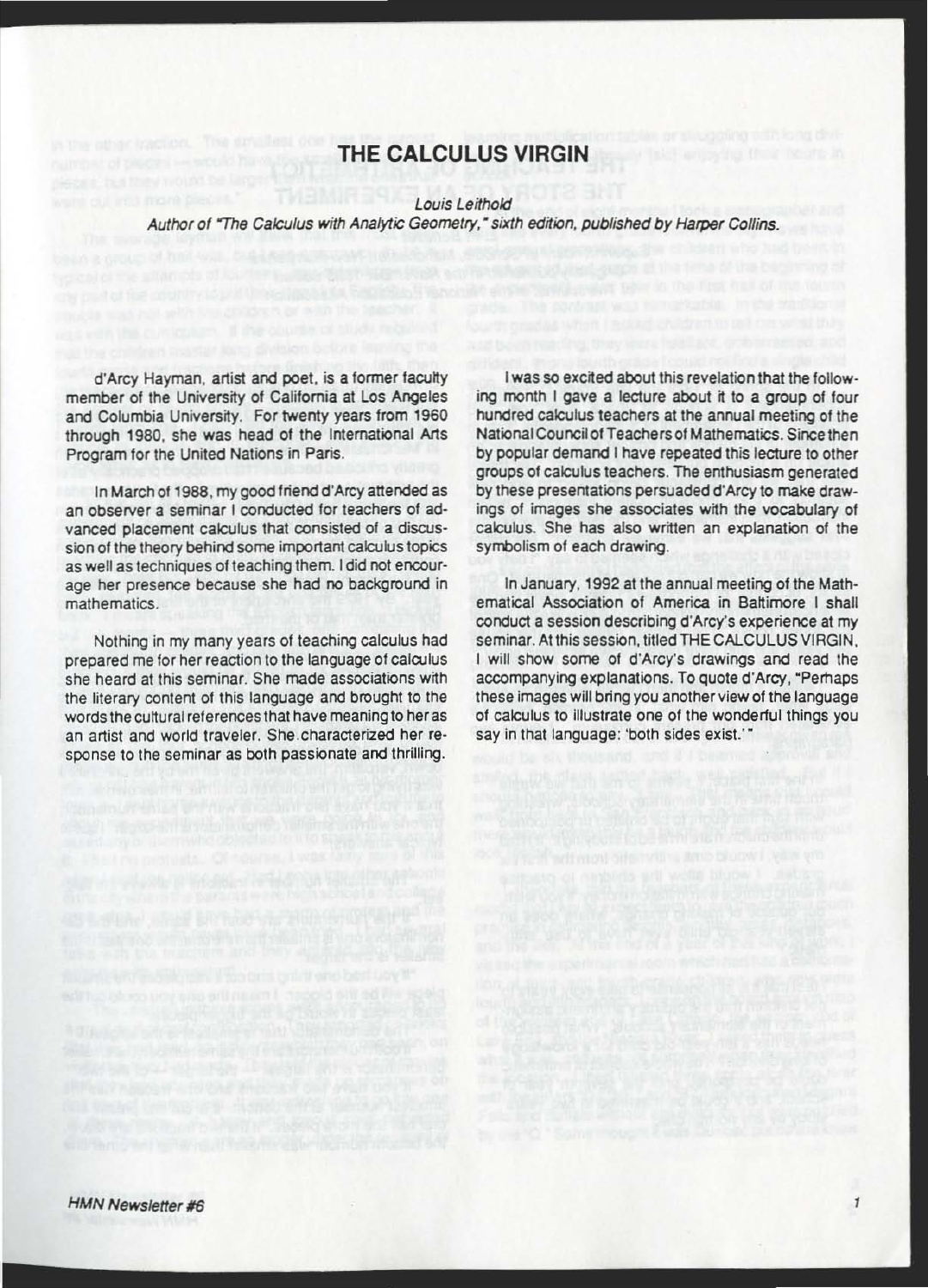# THE CALCULUS VIRGIN

*Louis Leithold*

*Author of "The Calculus with Analytic Geometry," sixth edition, published by Harper Collins.*

d'Arcy Hayman, artist and poet, is a former faculty member of the University of California at Los Angeles and Columbia University. For twenty years from 1960 through 1980, she was head of the International Arts Program for the United Nations in Paris.

In March of 1988, my good friend d'Arcy attended as an observer a seminar I conducted for teachers of advanced placement calculus that consisted of a discussion of the theory behind some important calculus topics as well as techniques of teaching them. I did not encourage her presence because she had no background in mathematics.

Nothing in my many years of teaching calculus had prepared me for her reaction to the language of calculus she heard at this seminar. She made associations with the literary content of this language and brought to the words the cultural references that have meaning to her as an artist and world traveler. She characterized her response to the seminar as both passionate and thrilling.

I was so excited about this revelation that the following month I gave a lecture about it to a group of four hundred calculus teachers at the annual meeting of the National Council of Teachers of Mathematics. Since then by popular demand I have repeated this lecture to other groups of calculus teachers. The enthusiasm generated by these presentations persuaded d'Arcy to make drawings of images she associates with the vocabulary of calculus. She has also written an explanation of the symbolism of each drawing.

In January, 1992 at the annual meeting of the Mathematical Association of America in Baltimore I shall conduct a session describing d'Arcy's experience at my seminar. At this session, titled THE CALCULUS VIRGIN, I will show some of d'Arcy's drawings and read the accompanying explanations. To quote d'Arcy, "Perhaps these images will bring you another view of the language of calculus to illustrate one of the wonderful things you say in that language: 'both sides exist.'"